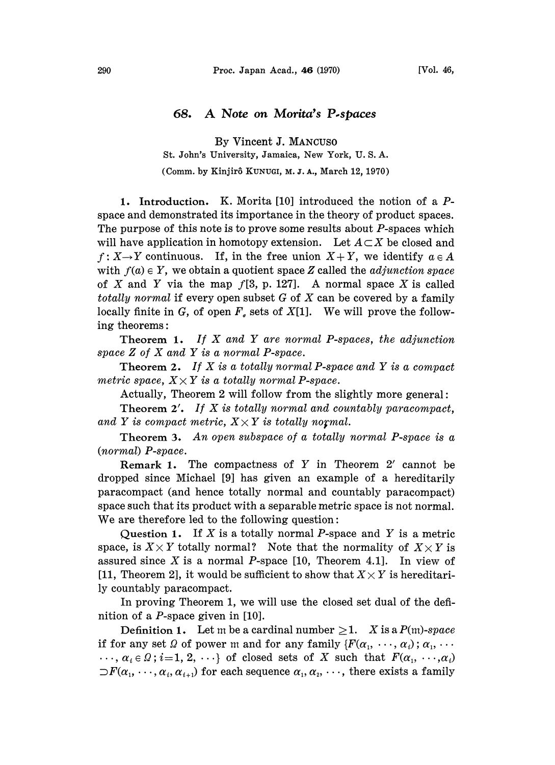# 68. A Note on Morita's P-spaces

By Vincent J. MANCUSO

St. John's University, Jamaica, New York, U. S. A.

(Comm. by Kinjirô KUNUGI, M. J. A., March 12, 1970)

**1. Introduction.** K. Morita [10] introduced the notion of a $P$-space and demonstrated its importance in the theory of product spaces. The purpose of this note is to prove some results about $P$-spaces which will have application in homotopy extension. Let $A \subset X$ be closed and $f: X \to Y$ continuous. If, in the free union $X+Y$, we identify $a \in A$ with $f(a) \in Y$, we obtain a quotient space $Z$ called the *adjunction space* of $X$ and $Y$ via the map $f$[3, p. 127]. A normal space $X$ is called *totally normal* if every open subset $G$ of $X$ can be covered by a family locally finite in $G$, of open $F_\sigma$ sets of $X$[1]. We will prove the following theorems:

**Theorem 1.** *If $X$ and $Y$ are normal $P$-spaces, the adjunction space $Z$ of $X$ and $Y$ is a normal $P$-space.*

**Theorem 2.** *If $X$ is a totally normal $P$-space and $Y$ is a compact metric space, $X \times Y$ is a totally normal $P$-space.*

Actually, Theorem 2 will follow from the slightly more general:

**Theorem 2′.** *If $X$ is totally normal and countably paracompact, and $Y$ is compact metric, $X \times Y$ is totally normal.*

**Theorem 3.** *An open subspace of a totally normal $P$-space is a (normal) $P$-space.*

**Remark 1.** The compactness of $Y$ in Theorem 2′ cannot be dropped since Michael [9] has given an example of a hereditarily paracompact (and hence totally normal and countably paracompact) space such that its product with a separable metric space is not normal. We are therefore led to the following question:

**Question 1.** If $X$ is a totally normal $P$-space and $Y$ is a metric space, is $X \times Y$ totally normal? Note that the normality of $X \times Y$ is assured since $X$ is a normal $P$-space [10, Theorem 4.1]. In view of [11, Theorem 2], it would be sufficient to show that $X \times Y$ is hereditarily countably paracompact.

In proving Theorem 1, we will use the closed set dual of the definition of a $P$-space given in [10].

**Definition 1.** Let $\mathfrak{m}$ be a cardinal number $\geq 1$. $X$ is a $P(\mathfrak{m})$-*space* if for any set $\Omega$ of power $\mathfrak{m}$ and for any family $\{F(\alpha_1, \cdots, \alpha_i); \alpha_1, \cdots \cdots, \alpha_i \in \Omega; i=1, 2, \cdots\}$ of closed sets of $X$ such that $F(\alpha_1, \cdots, \alpha_i) \supset F(\alpha_1, \cdots, \alpha_i, \alpha_{i+1})$ for each sequence $\alpha_1, \alpha_2, \cdots$, there exists a family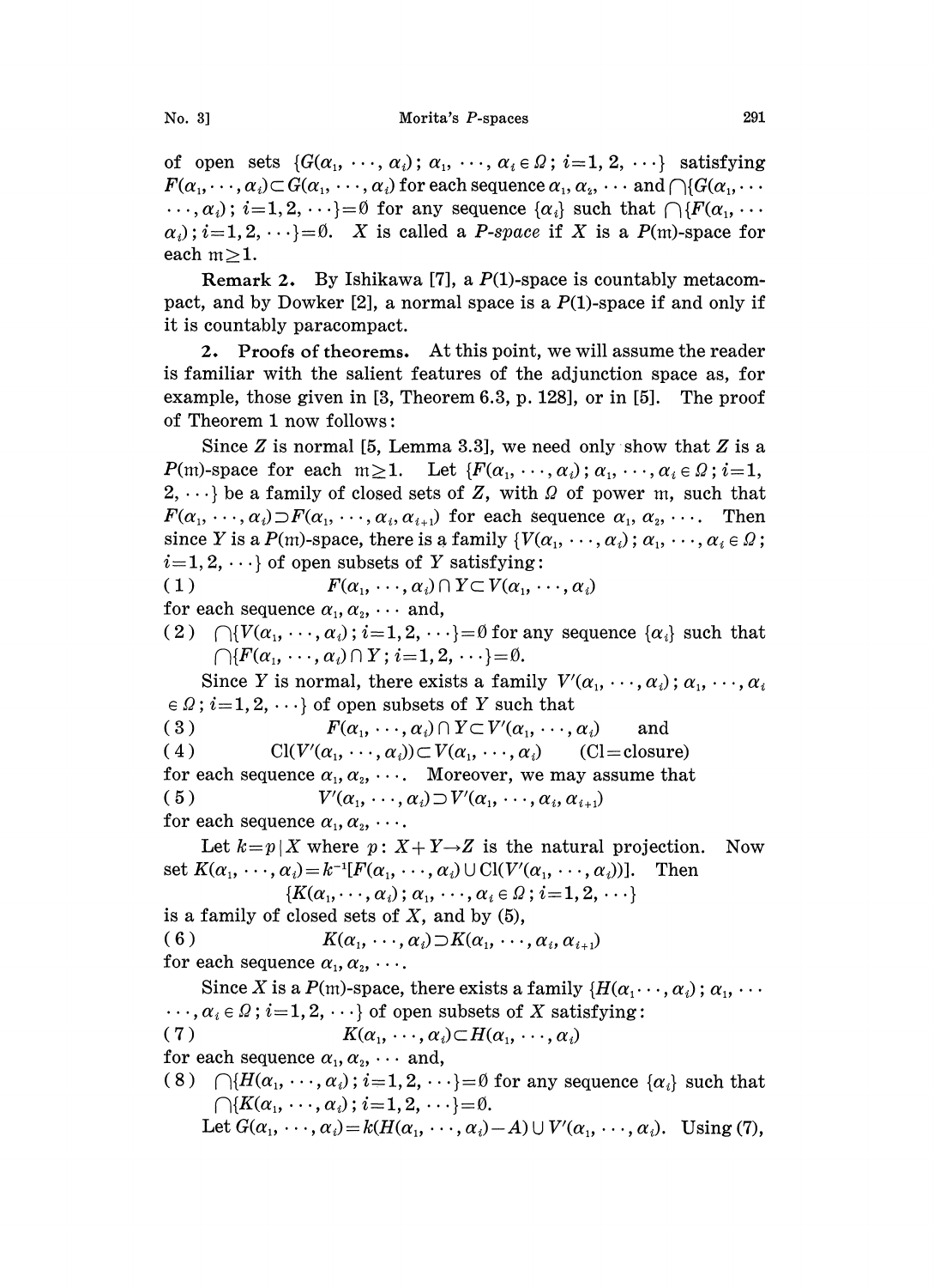of open sets $\{G(\alpha_1, \cdots, \alpha_i); \alpha_1, \cdots, \alpha_i \in \Omega; i=1, 2, \cdots\}$ satisfying $F(\alpha_1, \cdots, \alpha_i) \subset G(\alpha_1, \cdots, \alpha_i)$ for each sequence $\alpha_1, \alpha_2, \cdots$ and $\bigcap\{G(\alpha_1, \cdots, \alpha_i); i=1, 2, \cdots\} = \emptyset$ for any sequence $\{\alpha_i\}$ such that $\bigcap\{F(\alpha_1, \cdots \alpha_i); i=1, 2, \cdots\} = \emptyset$. $X$ is called a *P-space* if $X$ is a $P(\mathfrak{m})$-space for each $\mathfrak{m} \geq 1$.

**Remark 2.** By Ishikawa [7], a $P(1)$-space is countably metacompact, and by Dowker [2], a normal space is a $P(1)$-space if and only if it is countably paracompact.

**2. Proofs of theorems.** At this point, we will assume the reader is familiar with the salient features of the adjunction space as, for example, those given in [3, Theorem 6.3, p. 128], or in [5]. The proof of Theorem 1 now follows:

Since $Z$ is normal [5, Lemma 3.3], we need only show that $Z$ is a $P(\mathfrak{m})$-space for each $\mathfrak{m} \geq 1$. Let $\{F(\alpha_1, \cdots, \alpha_i); \alpha_1, \cdots, \alpha_i \in \Omega; i=1, 2, \cdots\}$ be a family of closed sets of $Z$, with $\Omega$ of power $\mathfrak{m}$, such that $F(\alpha_1, \cdots, \alpha_i) \supset F(\alpha_1, \cdots, \alpha_i, \alpha_{i+1})$ for each sequence $\alpha_1, \alpha_2, \cdots$. Then since $Y$ is a $P(\mathfrak{m})$-space, there is a family $\{V(\alpha_1, \cdots, \alpha_i); \alpha_1, \cdots, \alpha_i \in \Omega; i=1, 2, \cdots\}$ of open subsets of $Y$ satisfying:

(1) $$F(\alpha_1, \cdots, \alpha_i) \cap Y \subset V(\alpha_1, \cdots, \alpha_i)$$

for each sequence $\alpha_1, \alpha_2, \cdots$ and,

(2) $\bigcap\{V(\alpha_1, \cdots, \alpha_i); i=1, 2, \cdots\} = \emptyset$ for any sequence $\{\alpha_i\}$ such that $\bigcap\{F(\alpha_1, \cdots, \alpha_i) \cap Y; i=1, 2, \cdots\} = \emptyset$.

Since $Y$ is normal, there exists a family $V'(\alpha_1, \cdots, \alpha_i); \alpha_1, \cdots, \alpha_i \in \Omega; i=1, 2, \cdots\}$ of open subsets of $Y$ such that

(3) $$F(\alpha_1, \cdots, \alpha_i) \cap Y \subset V'(\alpha_1, \cdots, \alpha_i) \quad \text{and}$$

(4) $$\mathrm{Cl}(V'(\alpha_1, \cdots, \alpha_i)) \subset V(\alpha_1, \cdots, \alpha_i) \quad (\mathrm{Cl} = \text{closure})$$

for each sequence $\alpha_1, \alpha_2, \cdots$. Moreover, we may assume that

(5) $$V'(\alpha_1, \cdots, \alpha_i) \supset V'(\alpha_1, \cdots, \alpha_i, \alpha_{i+1})$$

for each sequence $\alpha_1, \alpha_2, \cdots$.

Let $k = p|X$ where $p: X+Y \to Z$ is the natural projection. Now set $K(\alpha_1, \cdots, \alpha_i) = k^{-1}[F(\alpha_1, \cdots, \alpha_i) \cup \mathrm{Cl}(V'(\alpha_1, \cdots, \alpha_i))]$. Then

$$\{K(\alpha_1, \cdots, \alpha_i); \alpha_1, \cdots, \alpha_i \in \Omega; i=1, 2, \cdots\}$$

is a family of closed sets of $X$, and by (5),

(6) $$K(\alpha_1, \cdots, \alpha_i) \supset K(\alpha_1, \cdots, \alpha_i, \alpha_{i+1})$$

for each sequence $\alpha_1, \alpha_2, \cdots$.

Since $X$ is a $P(\mathfrak{m})$-space, there exists a family $\{H(\alpha_1 \cdots, \alpha_i); \alpha_1, \cdots, \alpha_i \in \Omega; i=1, 2, \cdots\}$ of open subsets of $X$ satisfying:

(7) $$K(\alpha_1, \cdots, \alpha_i) \subset H(\alpha_1, \cdots, \alpha_i)$$

for each sequence $\alpha_1, \alpha_2, \cdots$ and,

(8) $\bigcap\{H(\alpha_1, \cdots, \alpha_i); i=1, 2, \cdots\} = \emptyset$ for any sequence $\{\alpha_i\}$ such that $\bigcap\{K(\alpha_1, \cdots, \alpha_i); i=1, 2, \cdots\} = \emptyset$.

Let $G(\alpha_1, \cdots, \alpha_i) = k(H(\alpha_1, \cdots, \alpha_i) - A) \cup V'(\alpha_1, \cdots, \alpha_i)$. Using (7),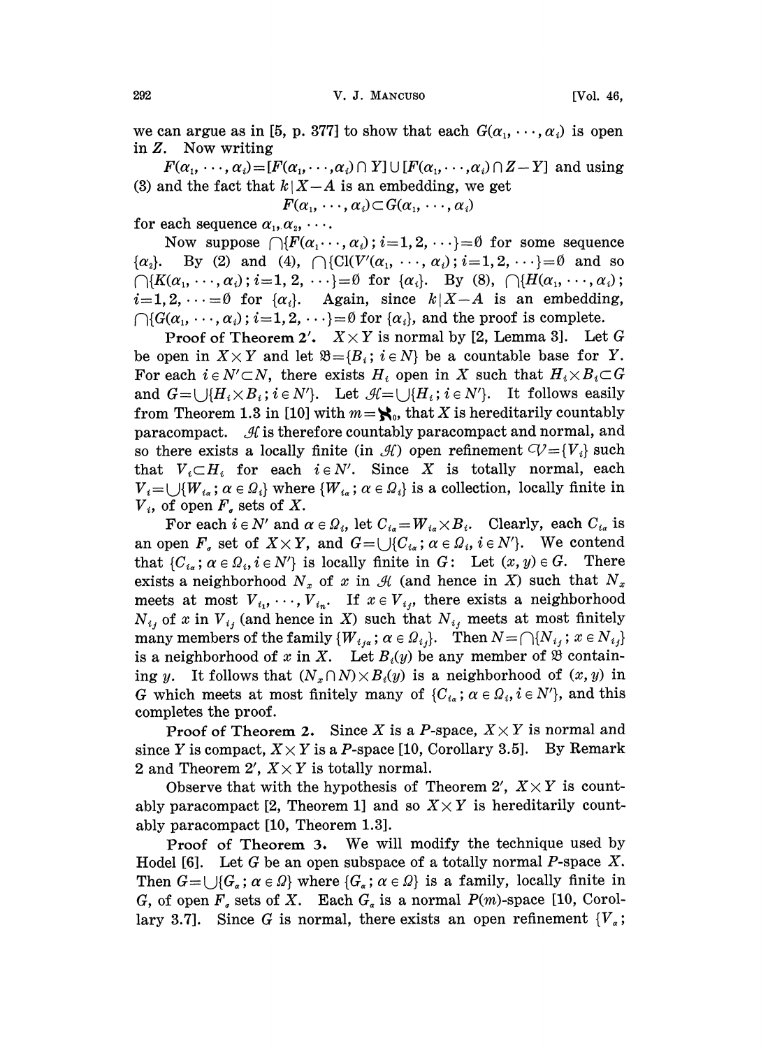we can argue as in [5, p. 377] to show that each $G(\alpha_1, \cdots, \alpha_i)$ is open in $Z$. Now writing

$F(\alpha_1, \cdots, \alpha_i) = [F(\alpha_1, \cdots, \alpha_i) \cap Y] \cup [F(\alpha_1, \cdots, \alpha_i) \cap Z - Y]$ and using (3) and the fact that $k | X - A$ is an embedding, we get

$$F(\alpha_1, \cdots, \alpha_i) \subset G(\alpha_1, \cdots, \alpha_i)$$

for each sequence $\alpha_1, \alpha_2, \cdots$.

Now suppose $\bigcap\{F(\alpha_1 \cdots, \alpha_i); i=1, 2, \cdots\} = \emptyset$ for some sequence $\{\alpha_i\}$. By (2) and (4), $\bigcap\{\mathrm{Cl}(V'(\alpha_1, \cdots, \alpha_i); i=1, 2, \cdots\} = \emptyset$ and so $\bigcap\{K(\alpha_1, \cdots, \alpha_i); i=1, 2, \cdots\} = \emptyset$ for $\{\alpha_i\}$. By (8), $\bigcap\{H(\alpha_1, \cdots, \alpha_i); i=1, 2, \cdots = \emptyset$ for $\{\alpha_i\}$. Again, since $k | X - A$ is an embedding, $\bigcap\{G(\alpha_1, \cdots, \alpha_i); i=1, 2, \cdots\} = \emptyset$ for $\{\alpha_i\}$, and the proof is complete.

**Proof of Theorem 2′.** $X \times Y$ is normal by [2, Lemma 3]. Let $G$ be open in $X \times Y$ and let $\mathfrak{B} = \{B_i; i \in N\}$ be a countable base for $Y$. For each $i \in N' \subset N$, there exists $H_i$ open in $X$ such that $H_i \times B_i \subset G$ and $G = \bigcup\{H_i \times B_i; i \in N'\}$. Let $\mathcal{H} = \bigcup\{H_i; i \in N'\}$. It follows easily from Theorem 1.3 in [10] with $m = \aleph_0$, that $X$ is hereditarily countably paracompact. $\mathcal{H}$ is therefore countably paracompact and normal, and so there exists a locally finite (in $\mathcal{H}$) open refinement $\mathcal{V} = \{V_i\}$ such that $V_i \subset H_i$ for each $i \in N'$. Since $X$ is totally normal, each $V_i = \bigcup\{W_{i\alpha}; \alpha \in \Omega_i\}$ where $\{W_{i\alpha}; \alpha \in \Omega_i\}$ is a collection, locally finite in $V_i$, of open $F_\sigma$ sets of $X$.

For each $i \in N'$ and $\alpha \in \Omega_i$, let $C_{i\alpha} = W_{i\alpha} \times B_i$. Clearly, each $C_{i\alpha}$ is an open $F_\sigma$ set of $X \times Y$, and $G = \bigcup\{C_{i\alpha}; \alpha \in \Omega_i, i \in N'\}$. We contend that $\{C_{i\alpha}; \alpha \in \Omega_i, i \in N'\}$ is locally finite in $G$: Let $(x, y) \in G$. There exists a neighborhood $N_x$ of $x$ in $\mathcal{H}$ (and hence in $X$) such that $N_x$ meets at most $V_{i_1}, \cdots, V_{i_n}$. If $x \in V_{i_j}$, there exists a neighborhood $N_{i_j}$ of $x$ in $V_{i_j}$ (and hence in $X$) such that $N_{i_j}$ meets at most finitely many members of the family $\{W_{i_j\alpha}; \alpha \in \Omega_{i_j}\}$. Then $N = \bigcap\{N_{i_j}; x \in N_{i_j}\}$ is a neighborhood of $x$ in $X$. Let $B_i(y)$ be any member of $\mathfrak{B}$ containing $y$. It follows that $(N_x \cap N) \times B_i(y)$ is a neighborhood of $(x, y)$ in $G$ which meets at most finitely many of $\{C_{i\alpha}; \alpha \in \Omega_i, i \in N'\}$, and this completes the proof.

**Proof of Theorem 2.** Since $X$ is a $P$-space, $X \times Y$ is normal and since $Y$ is compact, $X \times Y$ is a $P$-space [10, Corollary 3.5]. By Remark 2 and Theorem 2′, $X \times Y$ is totally normal.

Observe that with the hypothesis of Theorem 2′, $X \times Y$ is countably paracompact [2, Theorem 1] and so $X \times Y$ is hereditarily countably paracompact [10, Theorem 1.3].

**Proof of Theorem 3.** We will modify the technique used by Hodel [6]. Let $G$ be an open subspace of a totally normal $P$-space $X$. Then $G = \bigcup\{G_\alpha; \alpha \in \Omega\}$ where $\{G_\alpha; \alpha \in \Omega\}$ is a family, locally finite in $G$, of open $F_\sigma$ sets of $X$. Each $G_\alpha$ is a normal $P(m)$-space [10, Corollary 3.7]. Since $G$ is normal, there exists an open refinement $\{V_\alpha;$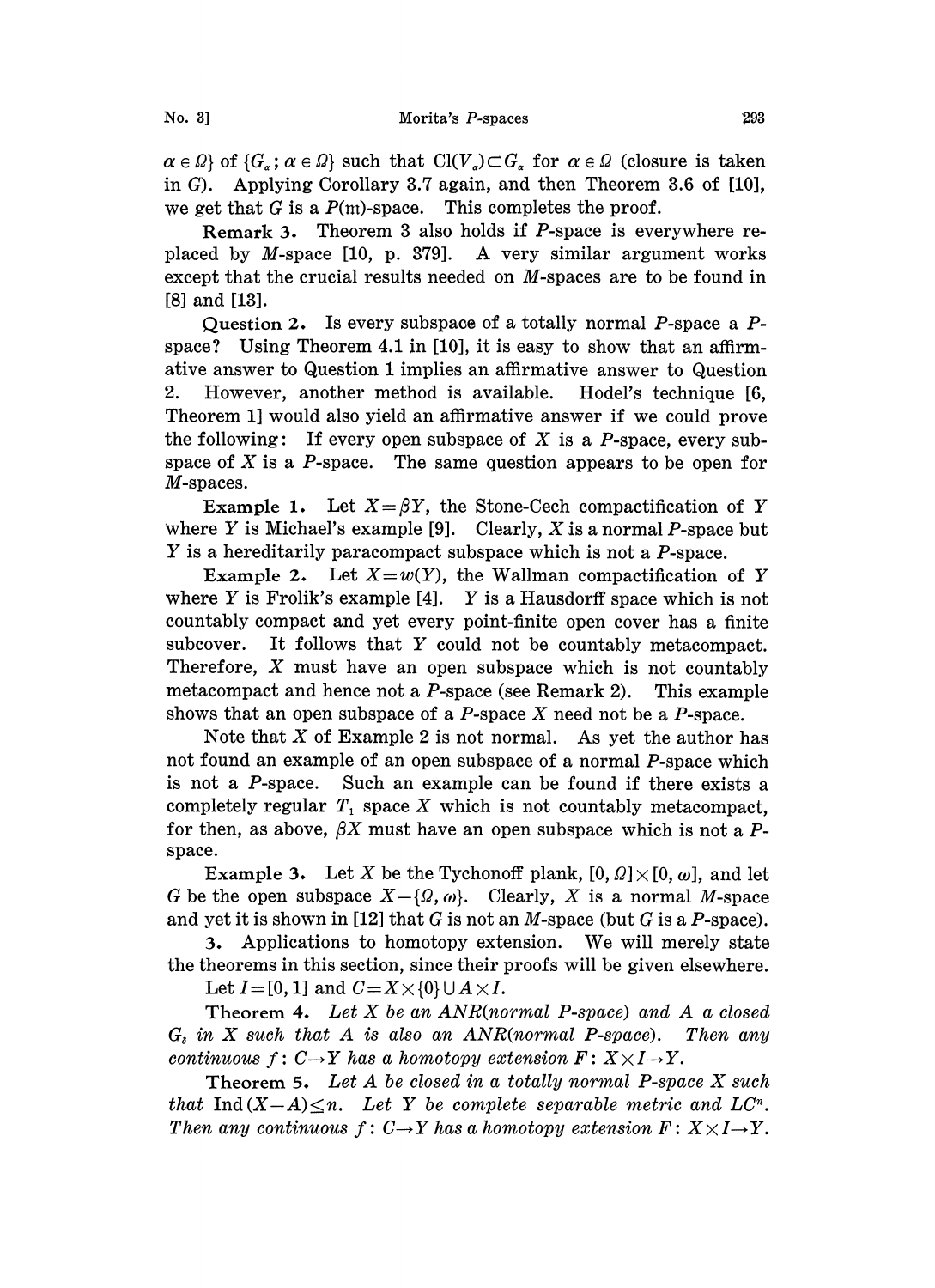$\alpha \in \Omega\}$ of $\{G_\alpha; \alpha \in \Omega\}$ such that $\mathrm{Cl}(V_\alpha) \subset G_\alpha$ for $\alpha \in \Omega$ (closure is taken in $G$). Applying Corollary 3.7 again, and then Theorem 3.6 of [10], we get that $G$ is a $P(\mathfrak{m})$-space. This completes the proof.

**Remark 3.** Theorem 3 also holds if $P$-space is everywhere replaced by $M$-space [10, p. 379]. A very similar argument works except that the crucial results needed on $M$-spaces are to be found in [8] and [13].

**Question 2.** Is every subspace of a totally normal $P$-space a $P$-space? Using Theorem 4.1 in [10], it is easy to show that an affirmative answer to Question 1 implies an affirmative answer to Question 2. However, another method is available. Hodel's technique [6, Theorem 1] would also yield an affirmative answer if we could prove the following: If every open subspace of $X$ is a $P$-space, every subspace of $X$ is a $P$-space. The same question appears to be open for $M$-spaces.

**Example 1.** Let $X = \beta Y$, the Stone-Cech compactification of $Y$ where $Y$ is Michael's example [9]. Clearly, $X$ is a normal $P$-space but $Y$ is a hereditarily paracompact subspace which is not a $P$-space.

**Example 2.** Let $X = w(Y)$, the Wallman compactification of $Y$ where $Y$ is Frolik's example [4]. $Y$ is a Hausdorff space which is not countably compact and yet every point-finite open cover has a finite subcover. It follows that $Y$ could not be countably metacompact. Therefore, $X$ must have an open subspace which is not countably metacompact and hence not a $P$-space (see Remark 2). This example shows that an open subspace of a $P$-space $X$ need not be a $P$-space.

Note that $X$ of Example 2 is not normal. As yet the author has not found an example of an open subspace of a normal $P$-space which is not a $P$-space. Such an example can be found if there exists a completely regular $T_1$ space $X$ which is not countably metacompact, for then, as above, $\beta X$ must have an open subspace which is not a $P$-space.

**Example 3.** Let $X$ be the Tychonoff plank, $[0, \Omega] \times [0, \omega]$, and let $G$ be the open subspace $X - \{\Omega, \omega\}$. Clearly, $X$ is a normal $M$-space and yet it is shown in [12] that $G$ is not an $M$-space (but $G$ is a $P$-space).

**3. Applications to homotopy extension.** We will merely state the theorems in this section, since their proofs will be given elsewhere.

Let $I = [0, 1]$ and $C = X \times \{0\} \cup A \times I$.

**Theorem 4.** *Let $X$ be an ANR(normal $P$-space) and $A$ a closed $G_\delta$ in $X$ such that $A$ is also an ANR(normal $P$-space). Then any continuous $f: C \to Y$ has a homotopy extension $F: X \times I \to Y$.*

**Theorem 5.** *Let $A$ be closed in a totally normal $P$-space $X$ such that $\mathrm{Ind}(X - A) \leq n$. Let $Y$ be complete separable metric and $LC^n$. Then any continuous $f: C \to Y$ has a homotopy extension $F: X \times I \to Y$.*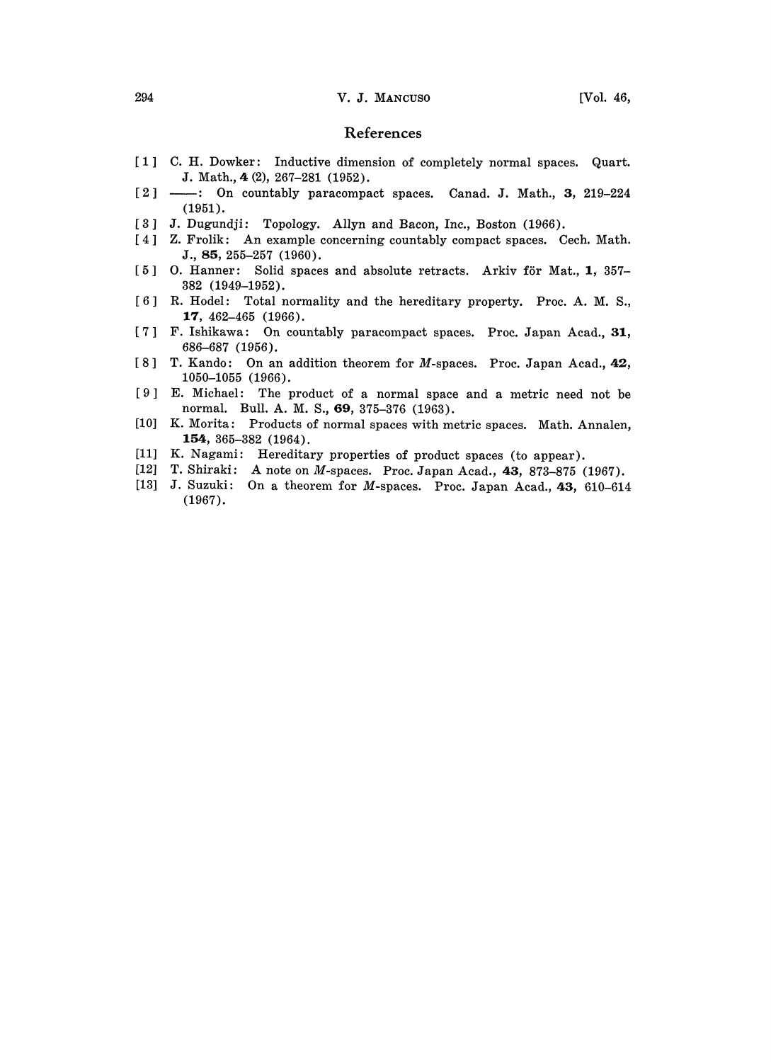## References

[1] C. H. Dowker: Inductive dimension of completely normal spaces. Quart. J. Math., **4** (2), 267–281 (1952).

[2] ——: On countably paracompact spaces. Canad. J. Math., **3**, 219–224 (1951).

[3] J. Dugundji: Topology. Allyn and Bacon, Inc., Boston (1966).

[4] Z. Frolik: An example concerning countably compact spaces. Cech. Math. J., **85**, 255–257 (1960).

[5] O. Hanner: Solid spaces and absolute retracts. Arkiv för Mat., **1**, 357–382 (1949–1952).

[6] R. Hodel: Total normality and the hereditary property. Proc. A. M. S., **17**, 462–465 (1966).

[7] F. Ishikawa: On countably paracompact spaces. Proc. Japan Acad., **31**, 686–687 (1956).

[8] T. Kando: On an addition theorem for $M$-spaces. Proc. Japan Acad., **42**, 1050–1055 (1966).

[9] E. Michael: The product of a normal space and a metric need not be normal. Bull. A. M. S., **69**, 375–376 (1963).

[10] K. Morita: Products of normal spaces with metric spaces. Math. Annalen, **154**, 365–382 (1964).

[11] K. Nagami: Hereditary properties of product spaces (to appear).

[12] T. Shiraki: A note on $M$-spaces. Proc. Japan Acad., **43**, 873–875 (1967).

[13] J. Suzuki: On a theorem for $M$-spaces. Proc. Japan Acad., **43**, 610–614 (1967).